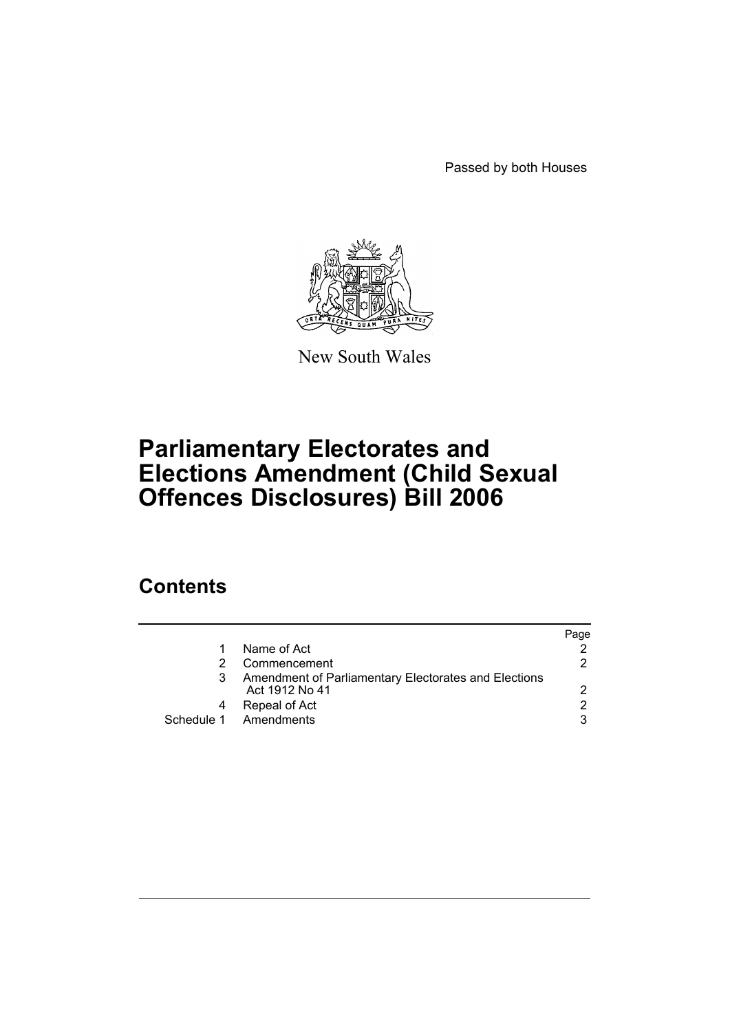Passed by both Houses

New South Wales

# Parliamentary Electorates and Elections Amendment (Child Sexual Offences Disclosures) Bill 2006

## Contents

| | | Page |
|---|---|---|
| 1 | Name of Act | 2 |
| 2 | Commencement | 2 |
| 3 | Amendment of Parliamentary Electorates and Elections Act 1912 No 41 | 2 |
| 4 | Repeal of Act | 2 |
| Schedule 1 | Amendments | 3 |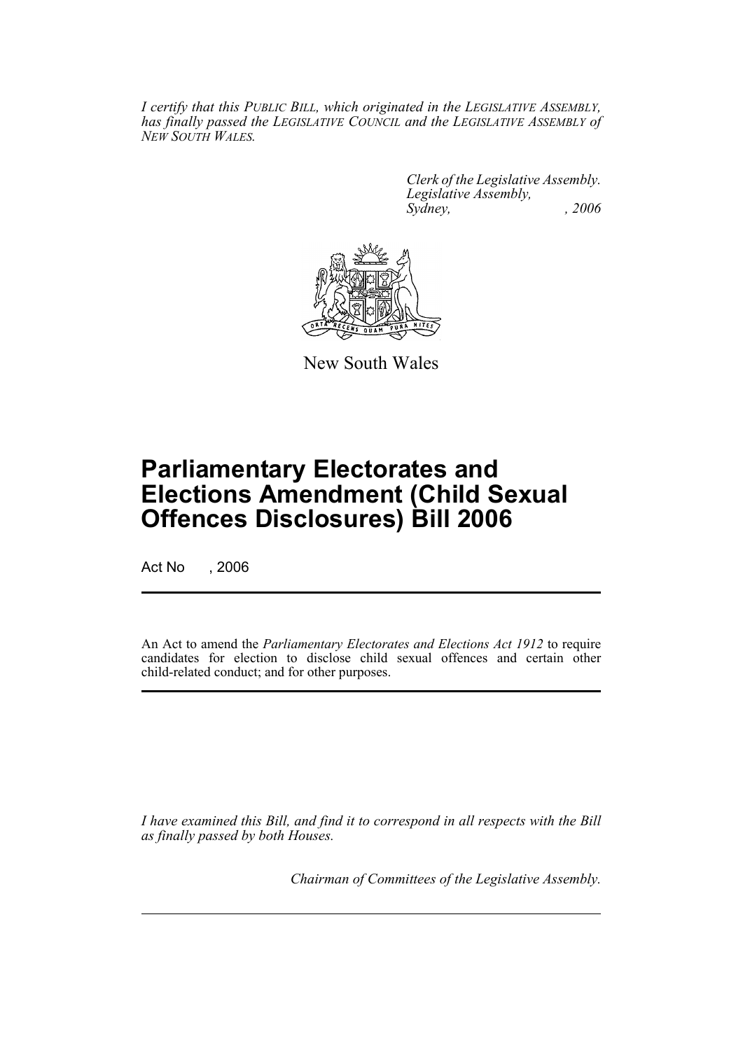*I certify that this PUBLIC BILL, which originated in the LEGISLATIVE ASSEMBLY, has finally passed the LEGISLATIVE COUNCIL and the LEGISLATIVE ASSEMBLY of NEW SOUTH WALES.*

*Clerk of the Legislative Assembly.*
*Legislative Assembly,*
*Sydney, , 2006*

New South Wales

# Parliamentary Electorates and Elections Amendment (Child Sexual Offences Disclosures) Bill 2006

Act No , 2006

An Act to amend the *Parliamentary Electorates and Elections Act 1912* to require candidates for election to disclose child sexual offences and certain other child-related conduct; and for other purposes.

*I have examined this Bill, and find it to correspond in all respects with the Bill as finally passed by both Houses.*

*Chairman of Committees of the Legislative Assembly.*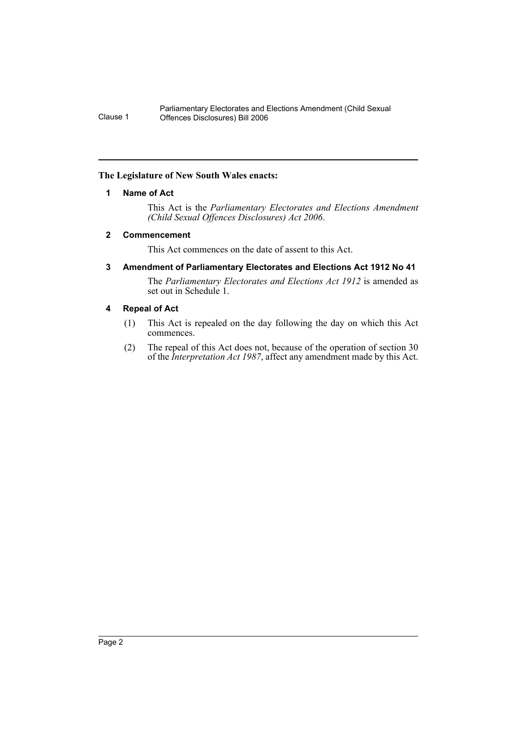**The Legislature of New South Wales enacts:**

## 1 Name of Act

This Act is the *Parliamentary Electorates and Elections Amendment (Child Sexual Offences Disclosures) Act 2006*.

## 2 Commencement

This Act commences on the date of assent to this Act.

## 3 Amendment of Parliamentary Electorates and Elections Act 1912 No 41

The *Parliamentary Electorates and Elections Act 1912* is amended as set out in Schedule 1.

## 4 Repeal of Act

(1) This Act is repealed on the day following the day on which this Act commences.

(2) The repeal of this Act does not, because of the operation of section 30 of the *Interpretation Act 1987*, affect any amendment made by this Act.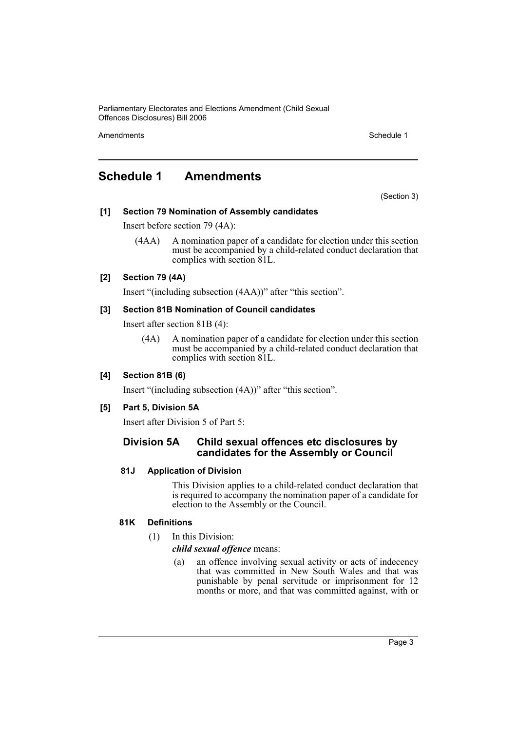# Schedule 1 Amendments

(Section 3)

**[1] Section 79 Nomination of Assembly candidates**

Insert before section 79 (4A):

(4AA) A nomination paper of a candidate for election under this section must be accompanied by a child-related conduct declaration that complies with section 81L.

**[2] Section 79 (4A)**

Insert "(including subsection (4AA))" after "this section".

**[3] Section 81B Nomination of Council candidates**

Insert after section 81B (4):

(4A) A nomination paper of a candidate for election under this section must be accompanied by a child-related conduct declaration that complies with section 81L.

**[4] Section 81B (6)**

Insert "(including subsection (4A))" after "this section".

**[5] Part 5, Division 5A**

Insert after Division 5 of Part 5:

## Division 5A Child sexual offences etc disclosures by candidates for the Assembly or Council

### 81J Application of Division

This Division applies to a child-related conduct declaration that is required to accompany the nomination paper of a candidate for election to the Assembly or the Council.

### 81K Definitions

(1) In this Division:

***child sexual offence*** means:

(a) an offence involving sexual activity or acts of indecency that was committed in New South Wales and that was punishable by penal servitude or imprisonment for 12 months or more, and that was committed against, with or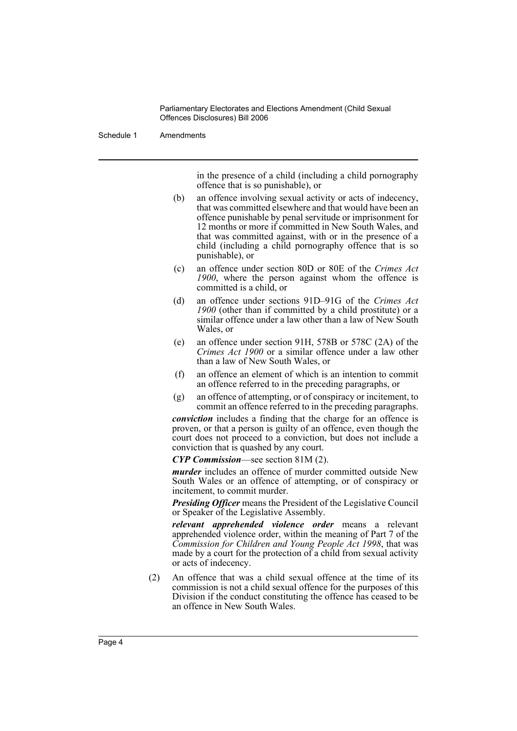in the presence of a child (including a child pornography offence that is so punishable), or

(b) an offence involving sexual activity or acts of indecency, that was committed elsewhere and that would have been an offence punishable by penal servitude or imprisonment for 12 months or more if committed in New South Wales, and that was committed against, with or in the presence of a child (including a child pornography offence that is so punishable), or

(c) an offence under section 80D or 80E of the *Crimes Act 1900*, where the person against whom the offence is committed is a child, or

(d) an offence under sections 91D–91G of the *Crimes Act 1900* (other than if committed by a child prostitute) or a similar offence under a law other than a law of New South Wales, or

(e) an offence under section 91H, 578B or 578C (2A) of the *Crimes Act 1900* or a similar offence under a law other than a law of New South Wales, or

(f) an offence an element of which is an intention to commit an offence referred to in the preceding paragraphs, or

(g) an offence of attempting, or of conspiracy or incitement, to commit an offence referred to in the preceding paragraphs.

***conviction*** includes a finding that the charge for an offence is proven, or that a person is guilty of an offence, even though the court does not proceed to a conviction, but does not include a conviction that is quashed by any court.

***CYP Commission***—see section 81M (2).

***murder*** includes an offence of murder committed outside New South Wales or an offence of attempting, or of conspiracy or incitement, to commit murder.

***Presiding Officer*** means the President of the Legislative Council or Speaker of the Legislative Assembly.

***relevant apprehended violence order*** means a relevant apprehended violence order, within the meaning of Part 7 of the *Commission for Children and Young People Act 1998*, that was made by a court for the protection of a child from sexual activity or acts of indecency.

(2) An offence that was a child sexual offence at the time of its commission is not a child sexual offence for the purposes of this Division if the conduct constituting the offence has ceased to be an offence in New South Wales.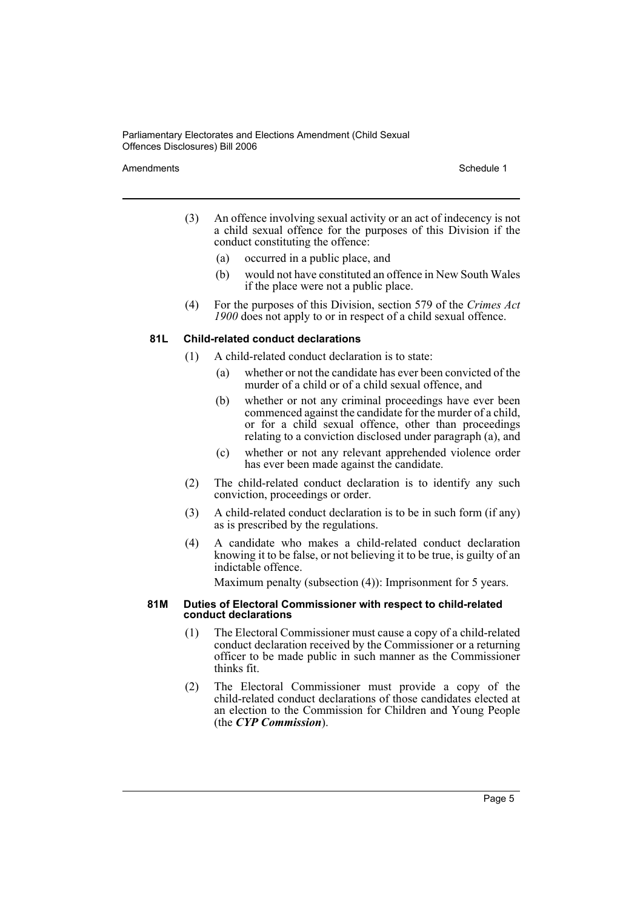(3) An offence involving sexual activity or an act of indecency is not a child sexual offence for the purposes of this Division if the conduct constituting the offence:

(a) occurred in a public place, and

(b) would not have constituted an offence in New South Wales if the place were not a public place.

(4) For the purposes of this Division, section 579 of the *Crimes Act 1900* does not apply to or in respect of a child sexual offence.

### 81L Child-related conduct declarations

(1) A child-related conduct declaration is to state:

(a) whether or not the candidate has ever been convicted of the murder of a child or of a child sexual offence, and

(b) whether or not any criminal proceedings have ever been commenced against the candidate for the murder of a child, or for a child sexual offence, other than proceedings relating to a conviction disclosed under paragraph (a), and

(c) whether or not any relevant apprehended violence order has ever been made against the candidate.

(2) The child-related conduct declaration is to identify any such conviction, proceedings or order.

(3) A child-related conduct declaration is to be in such form (if any) as is prescribed by the regulations.

(4) A candidate who makes a child-related conduct declaration knowing it to be false, or not believing it to be true, is guilty of an indictable offence.

Maximum penalty (subsection (4)): Imprisonment for 5 years.

### 81M Duties of Electoral Commissioner with respect to child-related conduct declarations

(1) The Electoral Commissioner must cause a copy of a child-related conduct declaration received by the Commissioner or a returning officer to be made public in such manner as the Commissioner thinks fit.

(2) The Electoral Commissioner must provide a copy of the child-related conduct declarations of those candidates elected at an election to the Commission for Children and Young People (the ***CYP Commission***).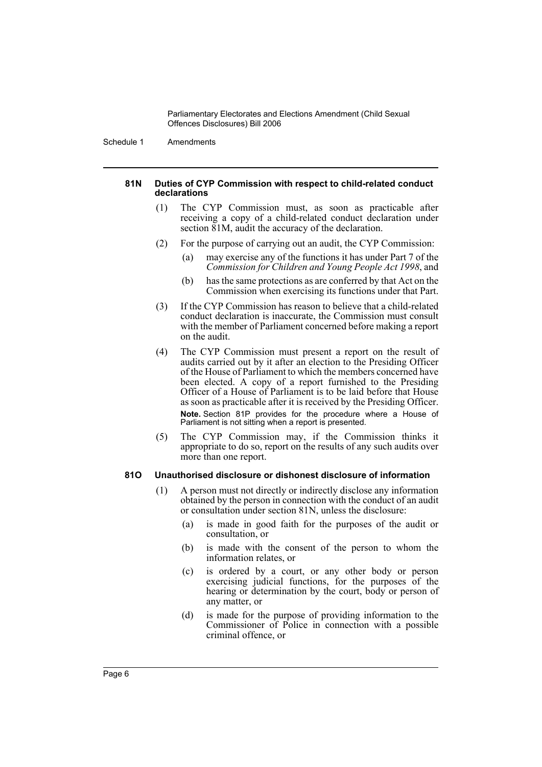#### 81N Duties of CYP Commission with respect to child-related conduct declarations

(1) The CYP Commission must, as soon as practicable after receiving a copy of a child-related conduct declaration under section 81M, audit the accuracy of the declaration.

(2) For the purpose of carrying out an audit, the CYP Commission:

- (a) may exercise any of the functions it has under Part 7 of the *Commission for Children and Young People Act 1998*, and
- (b) has the same protections as are conferred by that Act on the Commission when exercising its functions under that Part.

(3) If the CYP Commission has reason to believe that a child-related conduct declaration is inaccurate, the Commission must consult with the member of Parliament concerned before making a report on the audit.

(4) The CYP Commission must present a report on the result of audits carried out by it after an election to the Presiding Officer of the House of Parliament to which the members concerned have been elected. A copy of a report furnished to the Presiding Officer of a House of Parliament is to be laid before that House as soon as practicable after it is received by the Presiding Officer.

**Note.** Section 81P provides for the procedure where a House of Parliament is not sitting when a report is presented.

(5) The CYP Commission may, if the Commission thinks it appropriate to do so, report on the results of any such audits over more than one report.

#### 81O Unauthorised disclosure or dishonest disclosure of information

(1) A person must not directly or indirectly disclose any information obtained by the person in connection with the conduct of an audit or consultation under section 81N, unless the disclosure:

- (a) is made in good faith for the purposes of the audit or consultation, or
- (b) is made with the consent of the person to whom the information relates, or
- (c) is ordered by a court, or any other body or person exercising judicial functions, for the purposes of the hearing or determination by the court, body or person of any matter, or
- (d) is made for the purpose of providing information to the Commissioner of Police in connection with a possible criminal offence, or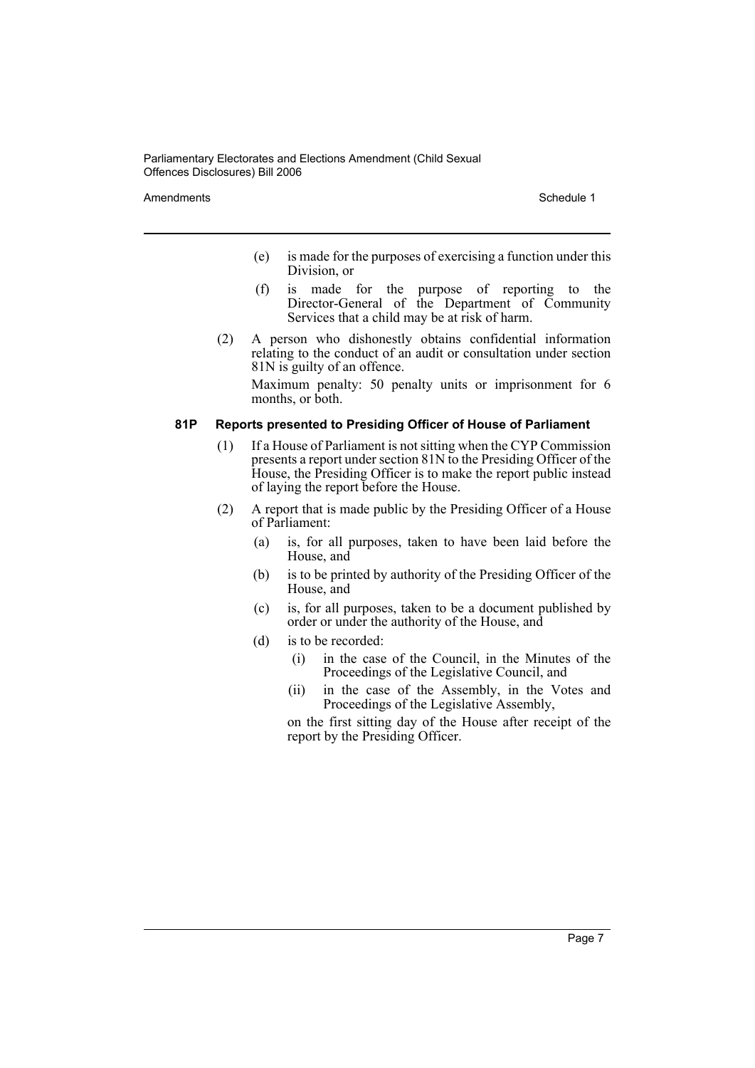(e) is made for the purposes of exercising a function under this Division, or

(f) is made for the purpose of reporting to the Director-General of the Department of Community Services that a child may be at risk of harm.

(2) A person who dishonestly obtains confidential information relating to the conduct of an audit or consultation under section 81N is guilty of an offence.

Maximum penalty: 50 penalty units or imprisonment for 6 months, or both.

#### 81P Reports presented to Presiding Officer of House of Parliament

(1) If a House of Parliament is not sitting when the CYP Commission presents a report under section 81N to the Presiding Officer of the House, the Presiding Officer is to make the report public instead of laying the report before the House.

(2) A report that is made public by the Presiding Officer of a House of Parliament:

(a) is, for all purposes, taken to have been laid before the House, and

(b) is to be printed by authority of the Presiding Officer of the House, and

(c) is, for all purposes, taken to be a document published by order or under the authority of the House, and

(d) is to be recorded:

(i) in the case of the Council, in the Minutes of the Proceedings of the Legislative Council, and

(ii) in the case of the Assembly, in the Votes and Proceedings of the Legislative Assembly,

on the first sitting day of the House after receipt of the report by the Presiding Officer.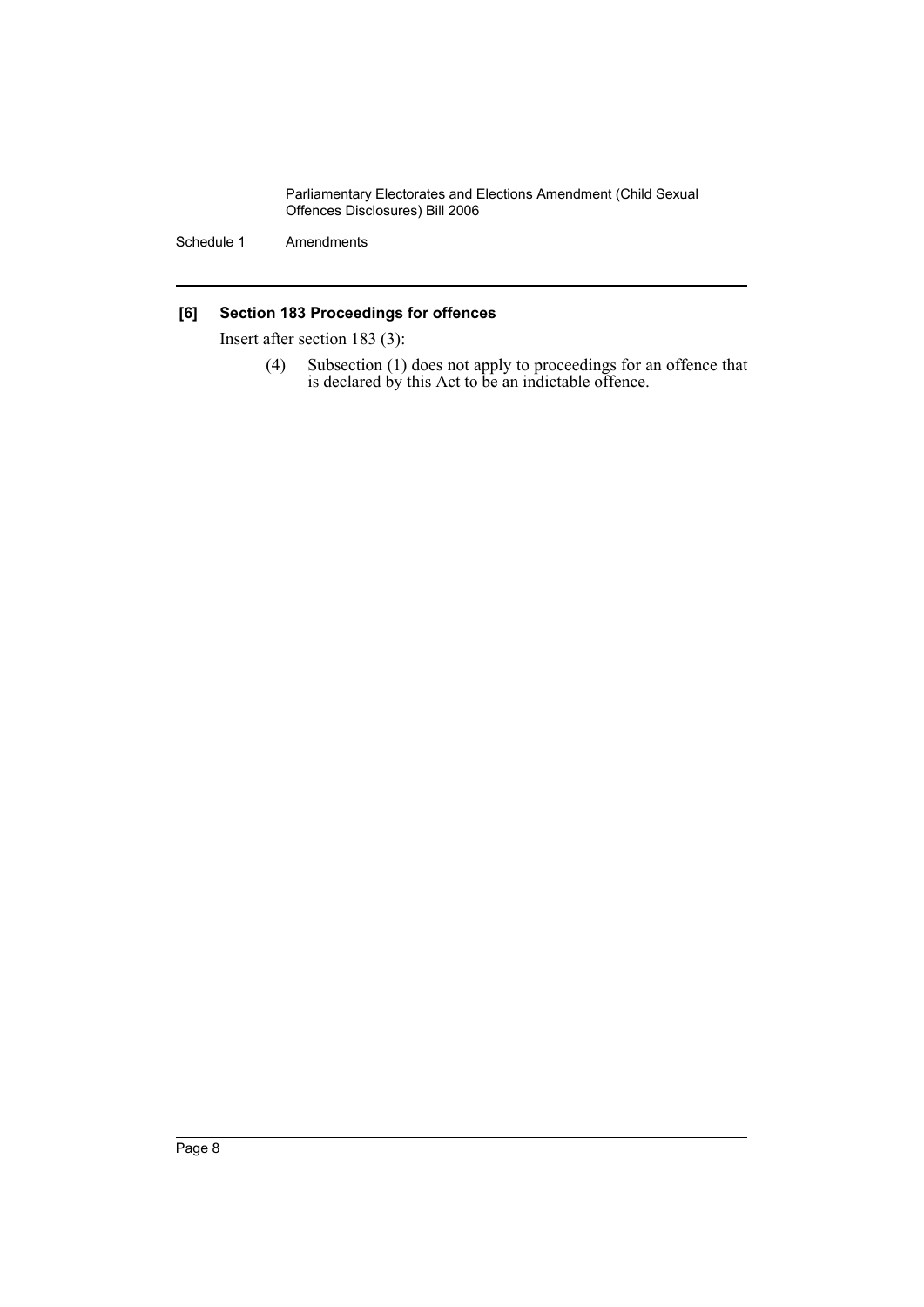### [6] Section 183 Proceedings for offences

Insert after section 183 (3):

(4) Subsection (1) does not apply to proceedings for an offence that is declared by this Act to be an indictable offence.